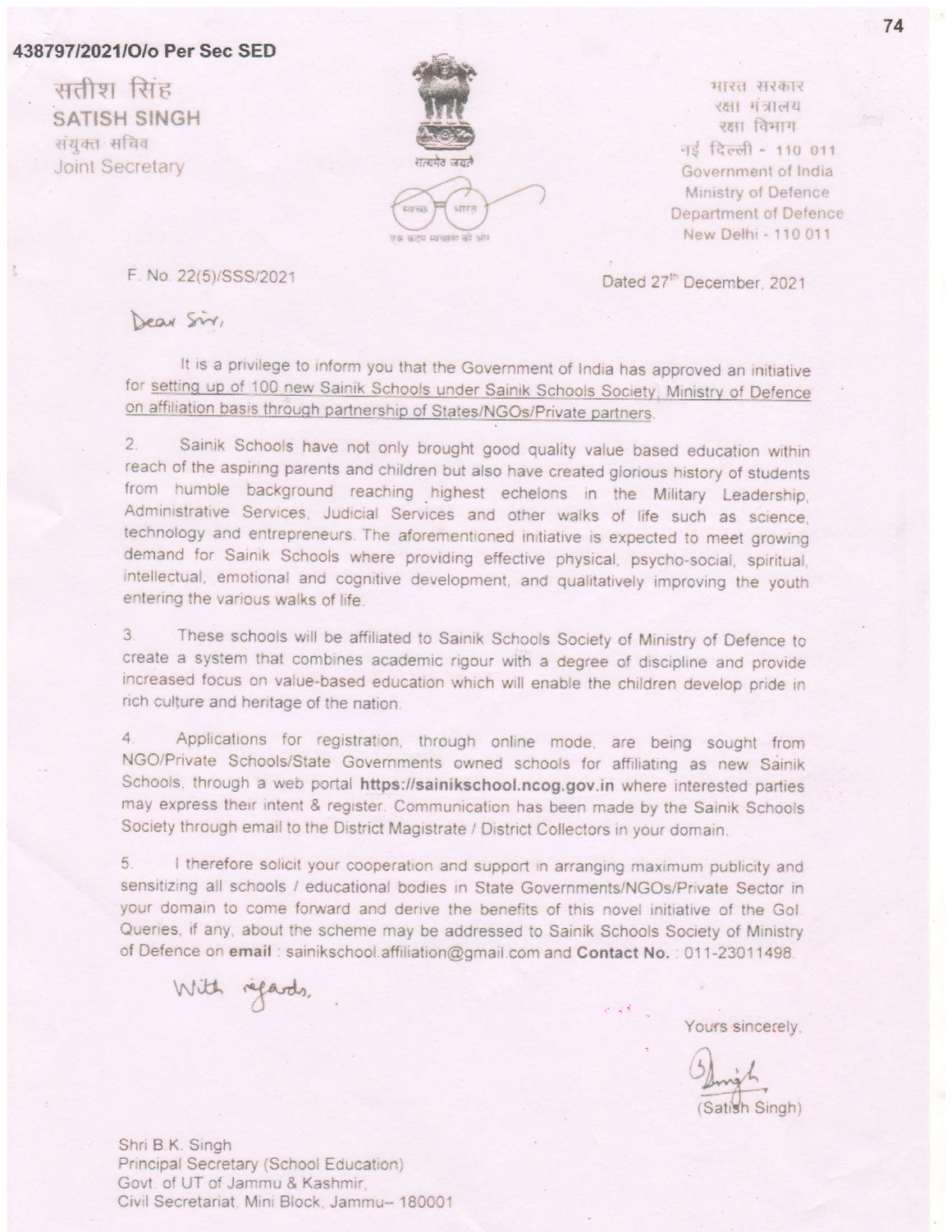438797/2021/O/o Per Sec SED

सतीश सिंह
**SATISH SINGH**
संयुक्त सचिव
Joint Secretary

सत्यमेव जयते

भारत सरकार
रक्षा मंत्रालय
रक्षा विभाग
नई दिल्ली - 110 011
Government of India
Ministry of Defence
Department of Defence
New Delhi - 110 011

F. No. 22(5)/SSS/2021

Dated 27th December, 2021

Dear Sir,

It is a privilege to inform you that the Government of India has approved an initiative for setting up of 100 new Sainik Schools under Sainik Schools Society, Ministry of Defence on affiliation basis through partnership of States/NGOs/Private partners.

2. Sainik Schools have not only brought good quality value based education within reach of the aspiring parents and children but also have created glorious history of students from humble background reaching highest echelons in the Military Leadership, Administrative Services, Judicial Services and other walks of life such as science, technology and entrepreneurs. The aforementioned initiative is expected to meet growing demand for Sainik Schools where providing effective physical, psycho-social, spiritual, intellectual, emotional and cognitive development, and qualitatively improving the youth entering the various walks of life.

3. These schools will be affiliated to Sainik Schools Society of Ministry of Defence to create a system that combines academic rigour with a degree of discipline and provide increased focus on value-based education which will enable the children develop pride in rich culture and heritage of the nation.

4. Applications for registration, through online mode, are being sought from NGO/Private Schools/State Governments owned schools for affiliating as new Sainik Schools, through a web portal **https://sainikschool.ncog.gov.in** where interested parties may express their intent & register. Communication has been made by the Sainik Schools Society through email to the District Magistrate / District Collectors in your domain.

5. I therefore solicit your cooperation and support in arranging maximum publicity and sensitizing all schools / educational bodies in State Governments/NGOs/Private Sector in your domain to come forward and derive the benefits of this novel initiative of the GoI. Queries, if any, about the scheme may be addressed to Sainik Schools Society of Ministry of Defence on **email** : sainikschool.affiliation@gmail.com and **Contact No.** : 011-23011498.

With regards,

Yours sincerely,

(Satish Singh)

Shri B.K. Singh
Principal Secretary (School Education)
Govt. of UT of Jammu & Kashmir,
Civil Secretariat, Mini Block, Jammu– 180001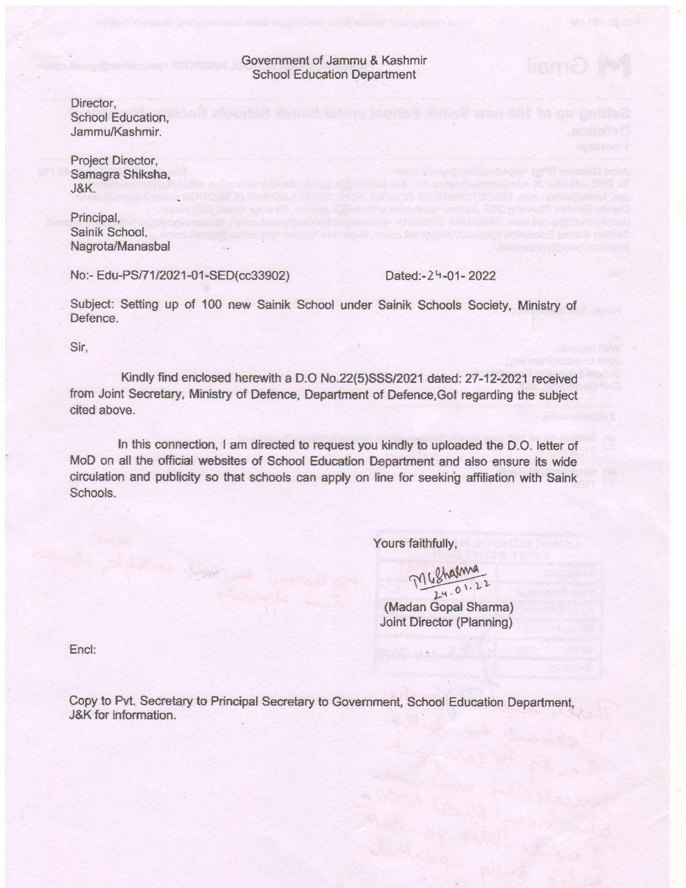Government of Jammu & Kashmir
School Education Department

Director,
School Education,
Jammu/Kashmir.

Project Director,
Samagra Shiksha,
J&K.

Principal,
Sainik School,
Nagrota/Manasbal

No:- Edu-PS/71/2021-01-SED(cc33902) Dated:-24-01-2022

Subject: Setting up of 100 new Sainik School under Sainik Schools Society, Ministry of Defence.

Sir,

Kindly find enclosed herewith a D.O No.22(5)SSS/2021 dated: 27-12-2021 received from Joint Secretary, Ministry of Defence, Department of Defence,GoI regarding the subject cited above.

In this connection, I am directed to request you kindly to uploaded the D.O. letter of MoD on all the official websites of School Education Department and also ensure its wide circulation and publicity so that schools can apply on line for seeking affiliation with Saink Schools.

Yours faithfully,

M G Sharma
24.01.22

(Madan Gopal Sharma)
Joint Director (Planning)

Encl:

Copy to Pvt. Secretary to Principal Secretary to Government, School Education Department, J&K for information.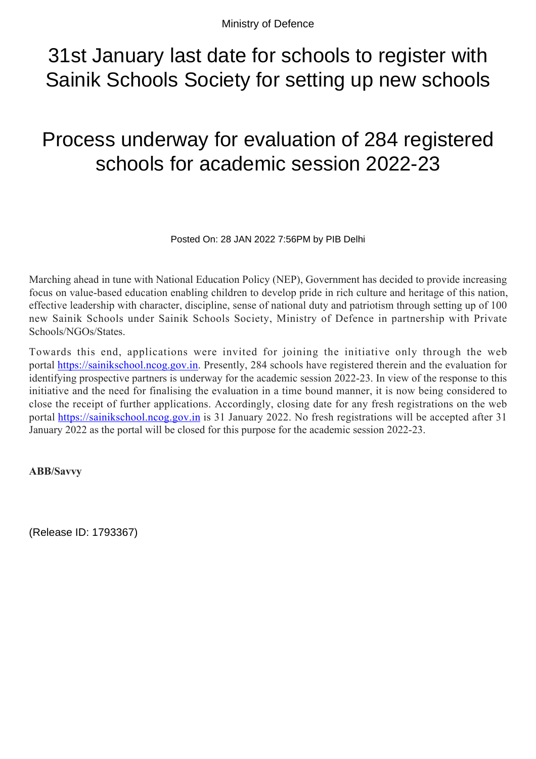Ministry of Defence

# 31st January last date for schools to register with Sainik Schools Society for setting up new schools

## Process underway for evaluation of 284 registered schools for academic session 2022-23

Posted On: 28 JAN 2022 7:56PM by PIB Delhi

Marching ahead in tune with National Education Policy (NEP), Government has decided to provide increasing focus on value-based education enabling children to develop pride in rich culture and heritage of this nation, effective leadership with character, discipline, sense of national duty and patriotism through setting up of 100 new Sainik Schools under Sainik Schools Society, Ministry of Defence in partnership with Private Schools/NGOs/States.

Towards this end, applications were invited for joining the initiative only through the web portal https://sainikschool.ncog.gov.in. Presently, 284 schools have registered therein and the evaluation for identifying prospective partners is underway for the academic session 2022-23. In view of the response to this initiative and the need for finalising the evaluation in a time bound manner, it is now being considered to close the receipt of further applications. Accordingly, closing date for any fresh registrations on the web portal https://sainikschool.ncog.gov.in is 31 January 2022. No fresh registrations will be accepted after 31 January 2022 as the portal will be closed for this purpose for the academic session 2022-23.

**ABB/Savvy**

(Release ID: 1793367)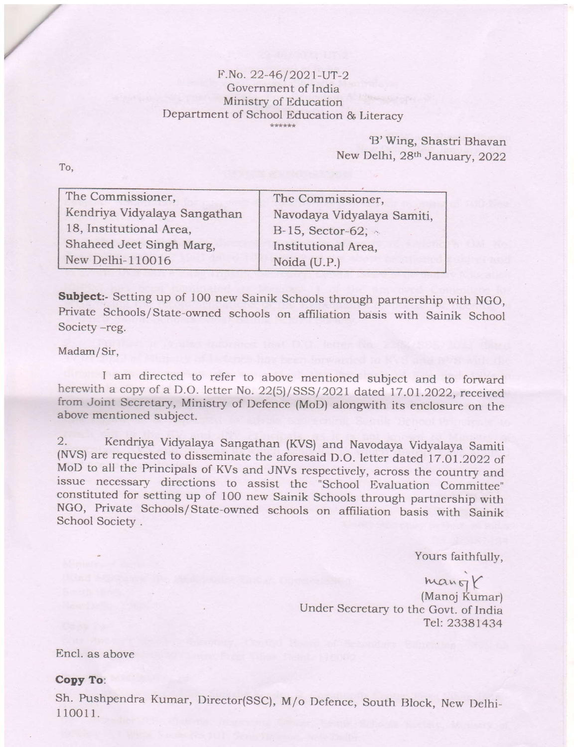F.No. 22-46/2021-UT-2
Government of India
Ministry of Education
Department of School Education & Literacy
******

'B' Wing, Shastri Bhavan
New Delhi, 28th January, 2022

To,

| | |
|---|---|
| The Commissioner,<br>Kendriya Vidyalaya Sangathan<br>18, Institutional Area,<br>Shaheed Jeet Singh Marg,<br>New Delhi-110016 | The Commissioner,<br>Navodaya Vidyalaya Samiti,<br>B-15, Sector-62,<br>Institutional Area,<br>Noida (U.P.) |

**Subject:**- Setting up of 100 new Sainik Schools through partnership with NGO, Private Schools/State-owned schools on affiliation basis with Sainik School Society –reg.

Madam/Sir,

I am directed to refer to above mentioned subject and to forward herewith a copy of a D.O. letter No. 22(5)/SSS/2021 dated 17.01.2022, received from Joint Secretary, Ministry of Defence (MoD) alongwith its enclosure on the above mentioned subject.

2. Kendriya Vidyalaya Sangathan (KVS) and Navodaya Vidyalaya Samiti (NVS) are requested to disseminate the aforesaid D.O. letter dated 17.01.2022 of MoD to all the Principals of KVs and JNVs respectively, across the country and issue necessary directions to assist the "School Evaluation Committee" constituted for setting up of 100 new Sainik Schools through partnership with NGO, Private Schools/State-owned schools on affiliation basis with Sainik School Society .

Yours faithfully,

(Manoj Kumar)
Under Secretary to the Govt. of India
Tel: 23381434

Encl. as above

**Copy To**:

Sh. Pushpendra Kumar, Director(SSC), M/o Defence, South Block, New Delhi-110011.